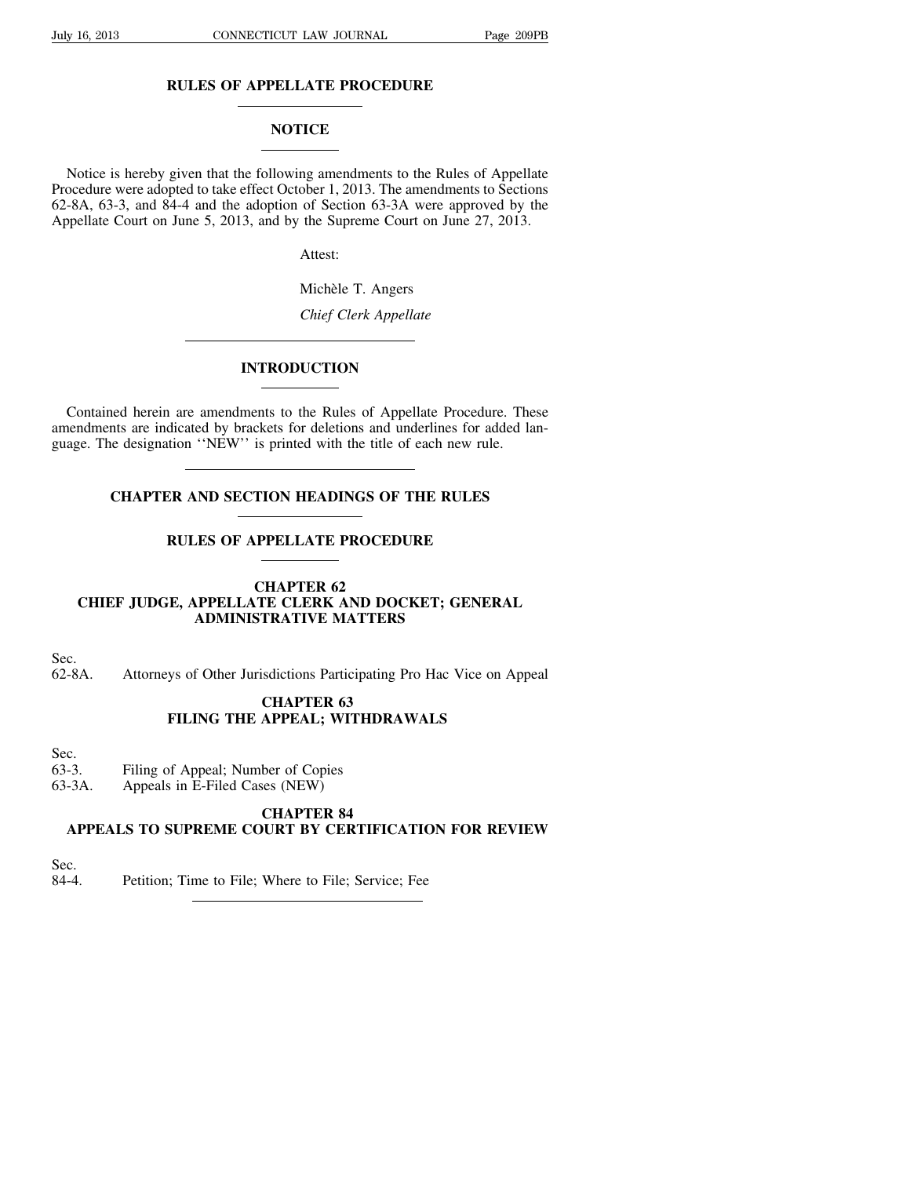# RULES OF APPELLATE PROCEDURE

## NOTICE

Notice is hereby given that the following amendments to the Rules of Appellate Procedure were adopted to take effect October 1, 2013. The amendments to Sections 62-8A, 63-3, and 84-4 and the adoption of Section 63-3A were approved by the Appellate Court on June 5, 2013, and by the Supreme Court on June 27, 2013.

Attest:

Michèle T. Angers

*Chief Clerk Appellate*

---

## INTRODUCTION

Contained herein are amendments to the Rules of Appellate Procedure. These amendments are indicated by brackets for deletions and underlines for added language. The designation ''NEW'' is printed with the title of each new rule.

---

## CHAPTER AND SECTION HEADINGS OF THE RULES

## RULES OF APPELLATE PROCEDURE

### CHAPTER 62
### CHIEF JUDGE, APPELLATE CLERK AND DOCKET; GENERAL ADMINISTRATIVE MATTERS

Sec.
62-8A. Attorneys of Other Jurisdictions Participating Pro Hac Vice on Appeal

### CHAPTER 63
### FILING THE APPEAL; WITHDRAWALS

Sec.
63-3. Filing of Appeal; Number of Copies
63-3A. Appeals in E-Filed Cases (NEW)

### CHAPTER 84
### APPEALS TO SUPREME COURT BY CERTIFICATION FOR REVIEW

Sec.
84-4. Petition; Time to File; Where to File; Service; Fee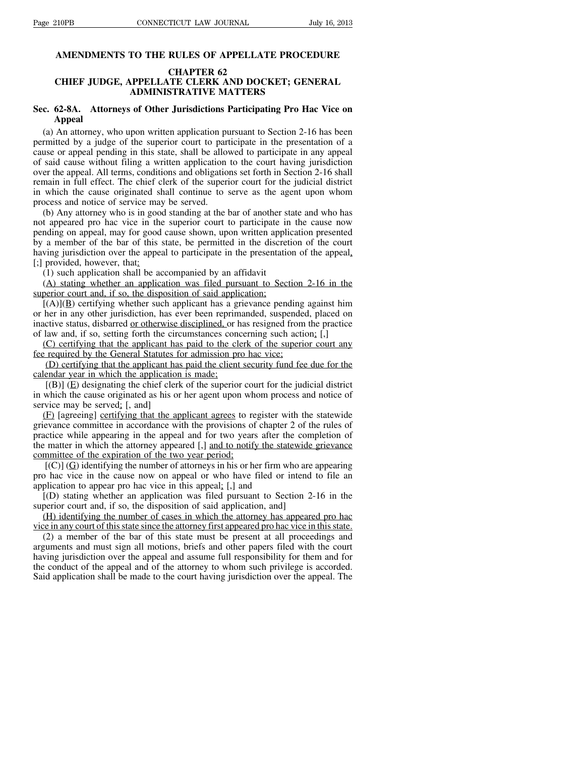# AMENDMENTS TO THE RULES OF APPELLATE PROCEDURE

## CHAPTER 62
## CHIEF JUDGE, APPELLATE CLERK AND DOCKET; GENERAL ADMINISTRATIVE MATTERS

### Sec. 62-8A. Attorneys of Other Jurisdictions Participating Pro Hac Vice on Appeal

(a) An attorney, who upon written application pursuant to Section 2-16 has been permitted by a judge of the superior court to participate in the presentation of a cause or appeal pending in this state, shall be allowed to participate in any appeal of said cause without filing a written application to the court having jurisdiction over the appeal. All terms, conditions and obligations set forth in Section 2-16 shall remain in full effect. The chief clerk of the superior court for the judicial district in which the cause originated shall continue to serve as the agent upon whom process and notice of service may be served.

(b) Any attorney who is in good standing at the bar of another state and who has not appeared pro hac vice in the superior court to participate in the cause now pending on appeal, may for good cause shown, upon written application presented by a member of the bar of this state, be permitted in the discretion of the court having jurisdiction over the appeal to participate in the presentation of the appeal<u>,</u> [;] provided, however, that<u>:</u>

(1) such application shall be accompanied by an affidavit

<u>(A) stating whether an application was filed pursuant to Section 2-16 in the superior court and, if so, the disposition of said application;</u>

[(A)](<u>B</u>) certifying whether such applicant has a grievance pending against him or her in any other jurisdiction, has ever been reprimanded, suspended, placed on inactive status, disbarred <u>or otherwise disciplined,</u> or has resigned from the practice of law and, if so, setting forth the circumstances concerning such action<u>;</u> [,]

<u>(C) certifying that the applicant has paid to the clerk of the superior court any fee required by the General Statutes for admission pro hac vice;</u>

<u>(D) certifying that the applicant has paid the client security fund fee due for the calendar year in which the application is made;</u>

[(B)] (<u>E</u>) designating the chief clerk of the superior court for the judicial district in which the cause originated as his or her agent upon whom process and notice of service may be served<u>;</u> [, and]

<u>(F)</u> [agreeing] <u>certifying that the applicant agrees</u> to register with the statewide grievance committee in accordance with the provisions of chapter 2 of the rules of practice while appearing in the appeal and for two years after the completion of the matter in which the attorney appeared [,] <u>and to notify the statewide grievance committee of the expiration of the two year period;</u>

[(C)] (<u>G</u>) identifying the number of attorneys in his or her firm who are appearing pro hac vice in the cause now on appeal or who have filed or intend to file an application to appear pro hac vice in this appeal<u>;</u> [,] and

[(D) stating whether an application was filed pursuant to Section 2-16 in the superior court and, if so, the disposition of said application, and]

<u>(H) identifying the number of cases in which the attorney has appeared pro hac vice in any court of this state since the attorney first appeared pro hac vice in this state.</u>

(2) a member of the bar of this state must be present at all proceedings and arguments and must sign all motions, briefs and other papers filed with the court having jurisdiction over the appeal and assume full responsibility for them and for the conduct of the appeal and of the attorney to whom such privilege is accorded. Said application shall be made to the court having jurisdiction over the appeal. The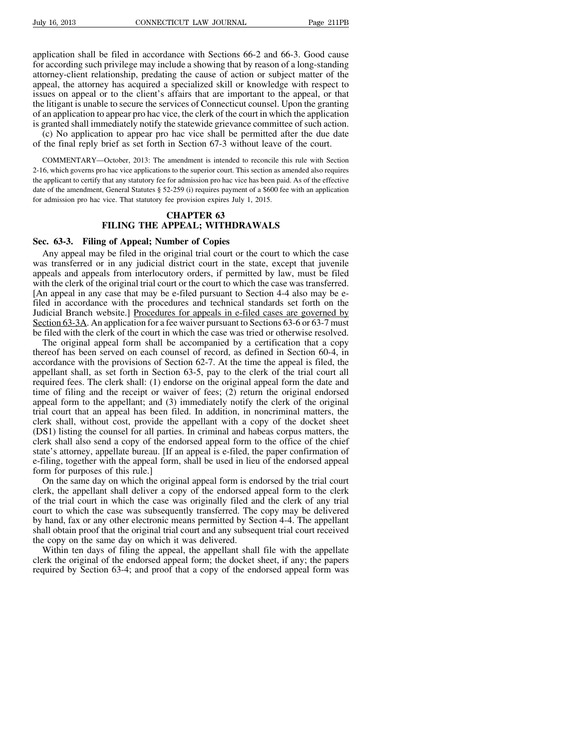application shall be filed in accordance with Sections 66-2 and 66-3. Good cause for according such privilege may include a showing that by reason of a long-standing attorney-client relationship, predating the cause of action or subject matter of the appeal, the attorney has acquired a specialized skill or knowledge with respect to issues on appeal or to the client's affairs that are important to the appeal, or that the litigant is unable to secure the services of Connecticut counsel. Upon the granting of an application to appear pro hac vice, the clerk of the court in which the application is granted shall immediately notify the statewide grievance committee of such action.

(c) No application to appear pro hac vice shall be permitted after the due date of the final reply brief as set forth in Section 67-3 without leave of the court.

COMMENTARY—October, 2013: The amendment is intended to reconcile this rule with Section 2-16, which governs pro hac vice applications to the superior court. This section as amended also requires the applicant to certify that any statutory fee for admission pro hac vice has been paid. As of the effective date of the amendment, General Statutes § 52-259 (i) requires payment of a $600 fee with an application for admission pro hac vice. That statutory fee provision expires July 1, 2015.

## CHAPTER 63
## FILING THE APPEAL; WITHDRAWALS

### Sec. 63-3. Filing of Appeal; Number of Copies

Any appeal may be filed in the original trial court or the court to which the case was transferred or in any judicial district court in the state, except that juvenile appeals and appeals from interlocutory orders, if permitted by law, must be filed with the clerk of the original trial court or the court to which the case was transferred. [An appeal in any case that may be e-filed pursuant to Section 4-4 also may be e-filed in accordance with the procedures and technical standards set forth on the Judicial Branch website.] Procedures for appeals in e-filed cases are governed by Section 63-3A. An application for a fee waiver pursuant to Sections 63-6 or 63-7 must be filed with the clerk of the court in which the case was tried or otherwise resolved.

The original appeal form shall be accompanied by a certification that a copy thereof has been served on each counsel of record, as defined in Section 60-4, in accordance with the provisions of Section 62-7. At the time the appeal is filed, the appellant shall, as set forth in Section 63-5, pay to the clerk of the trial court all required fees. The clerk shall: (1) endorse on the original appeal form the date and time of filing and the receipt or waiver of fees; (2) return the original endorsed appeal form to the appellant; and (3) immediately notify the clerk of the original trial court that an appeal has been filed. In addition, in noncriminal matters, the clerk shall, without cost, provide the appellant with a copy of the docket sheet (DS1) listing the counsel for all parties. In criminal and habeas corpus matters, the clerk shall also send a copy of the endorsed appeal form to the office of the chief state's attorney, appellate bureau. [If an appeal is e-filed, the paper confirmation of e-filing, together with the appeal form, shall be used in lieu of the endorsed appeal form for purposes of this rule.]

On the same day on which the original appeal form is endorsed by the trial court clerk, the appellant shall deliver a copy of the endorsed appeal form to the clerk of the trial court in which the case was originally filed and the clerk of any trial court to which the case was subsequently transferred. The copy may be delivered by hand, fax or any other electronic means permitted by Section 4-4. The appellant shall obtain proof that the original trial court and any subsequent trial court received the copy on the same day on which it was delivered.

Within ten days of filing the appeal, the appellant shall file with the appellate clerk the original of the endorsed appeal form; the docket sheet, if any; the papers required by Section 63-4; and proof that a copy of the endorsed appeal form was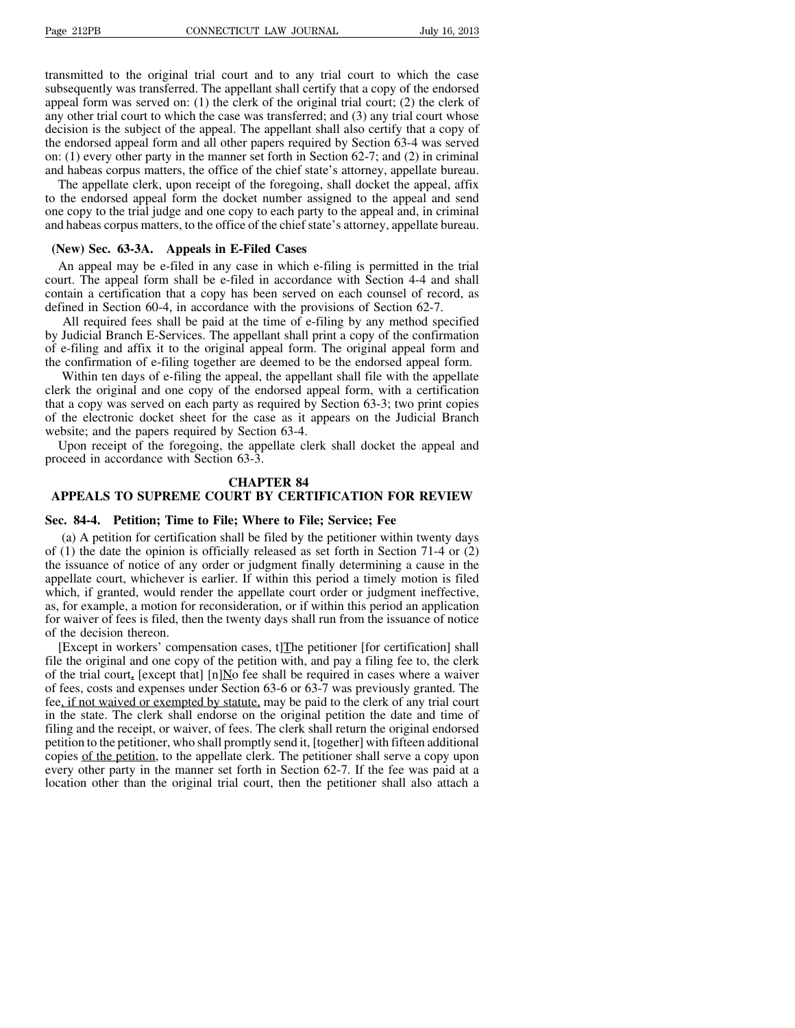transmitted to the original trial court and to any trial court to which the case subsequently was transferred. The appellant shall certify that a copy of the endorsed appeal form was served on: (1) the clerk of the original trial court; (2) the clerk of any other trial court to which the case was transferred; and (3) any trial court whose decision is the subject of the appeal. The appellant shall also certify that a copy of the endorsed appeal form and all other papers required by Section 63-4 was served on: (1) every other party in the manner set forth in Section 62-7; and (2) in criminal and habeas corpus matters, the office of the chief state's attorney, appellate bureau.

The appellate clerk, upon receipt of the foregoing, shall docket the appeal, affix to the endorsed appeal form the docket number assigned to the appeal and send one copy to the trial judge and one copy to each party to the appeal and, in criminal and habeas corpus matters, to the office of the chief state's attorney, appellate bureau.

### (New) Sec. 63-3A. Appeals in E-Filed Cases

An appeal may be e-filed in any case in which e-filing is permitted in the trial court. The appeal form shall be e-filed in accordance with Section 4-4 and shall contain a certification that a copy has been served on each counsel of record, as defined in Section 60-4, in accordance with the provisions of Section 62-7.

All required fees shall be paid at the time of e-filing by any method specified by Judicial Branch E-Services. The appellant shall print a copy of the confirmation of e-filing and affix it to the original appeal form. The original appeal form and the confirmation of e-filing together are deemed to be the endorsed appeal form.

Within ten days of e-filing the appeal, the appellant shall file with the appellate clerk the original and one copy of the endorsed appeal form, with a certification that a copy was served on each party as required by Section 63-3; two print copies of the electronic docket sheet for the case as it appears on the Judicial Branch website; and the papers required by Section 63-4.

Upon receipt of the foregoing, the appellate clerk shall docket the appeal and proceed in accordance with Section 63-3.

## CHAPTER 84
## APPEALS TO SUPREME COURT BY CERTIFICATION FOR REVIEW

### Sec. 84-4. Petition; Time to File; Where to File; Service; Fee

(a) A petition for certification shall be filed by the petitioner within twenty days of (1) the date the opinion is officially released as set forth in Section 71-4 or (2) the issuance of notice of any order or judgment finally determining a cause in the appellate court, whichever is earlier. If within this period a timely motion is filed which, if granted, would render the appellate court order or judgment ineffective, as, for example, a motion for reconsideration, or if within this period an application for waiver of fees is filed, then the twenty days shall run from the issuance of notice of the decision thereon.

[Except in workers' compensation cases, t]<u>T</u>he petitioner [for certification] shall file the original and one copy of the petition with, and pay a filing fee to, the clerk of the trial court<u>.</u> [except that] [n]<u>N</u>o fee shall be required in cases where a waiver of fees, costs and expenses under Section 63-6 or 63-7 was previously granted. The fee<u>, if not waived or exempted by statute,</u> may be paid to the clerk of any trial court in the state. The clerk shall endorse on the original petition the date and time of filing and the receipt, or waiver, of fees. The clerk shall return the original endorsed petition to the petitioner, who shall promptly send it, [together] with fifteen additional copies <u>of the petition</u>, to the appellate clerk. The petitioner shall serve a copy upon every other party in the manner set forth in Section 62-7. If the fee was paid at a location other than the original trial court, then the petitioner shall also attach a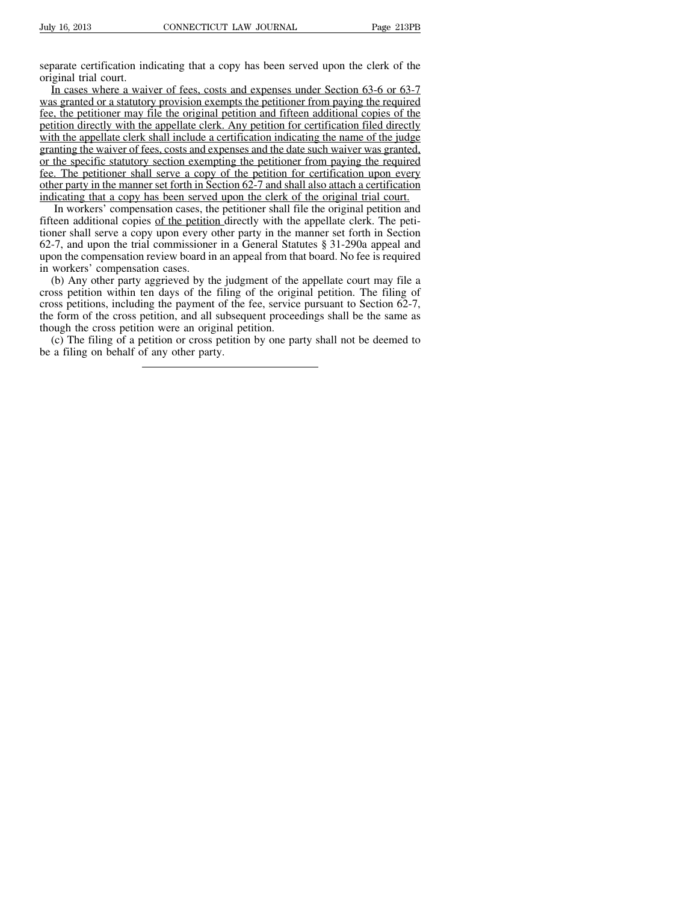separate certification indicating that a copy has been served upon the clerk of the original trial court.

<u>In cases where a waiver of fees, costs and expenses under Section 63-6 or 63-7 was granted or a statutory provision exempts the petitioner from paying the required fee, the petitioner may file the original petition and fifteen additional copies of the petition directly with the appellate clerk. Any petition for certification filed directly with the appellate clerk shall include a certification indicating the name of the judge granting the waiver of fees, costs and expenses and the date such waiver was granted, or the specific statutory section exempting the petitioner from paying the required fee. The petitioner shall serve a copy of the petition for certification upon every other party in the manner set forth in Section 62-7 and shall also attach a certification indicating that a copy has been served upon the clerk of the original trial court.</u>

In workers' compensation cases, the petitioner shall file the original petition and fifteen additional copies <u>of the petition</u> directly with the appellate clerk. The petitioner shall serve a copy upon every other party in the manner set forth in Section 62-7, and upon the trial commissioner in a General Statutes § 31-290a appeal and upon the compensation review board in an appeal from that board. No fee is required in workers' compensation cases.

(b) Any other party aggrieved by the judgment of the appellate court may file a cross petition within ten days of the filing of the original petition. The filing of cross petitions, including the payment of the fee, service pursuant to Section 62-7, the form of the cross petition, and all subsequent proceedings shall be the same as though the cross petition were an original petition.

(c) The filing of a petition or cross petition by one party shall not be deemed to be a filing on behalf of any other party.

---